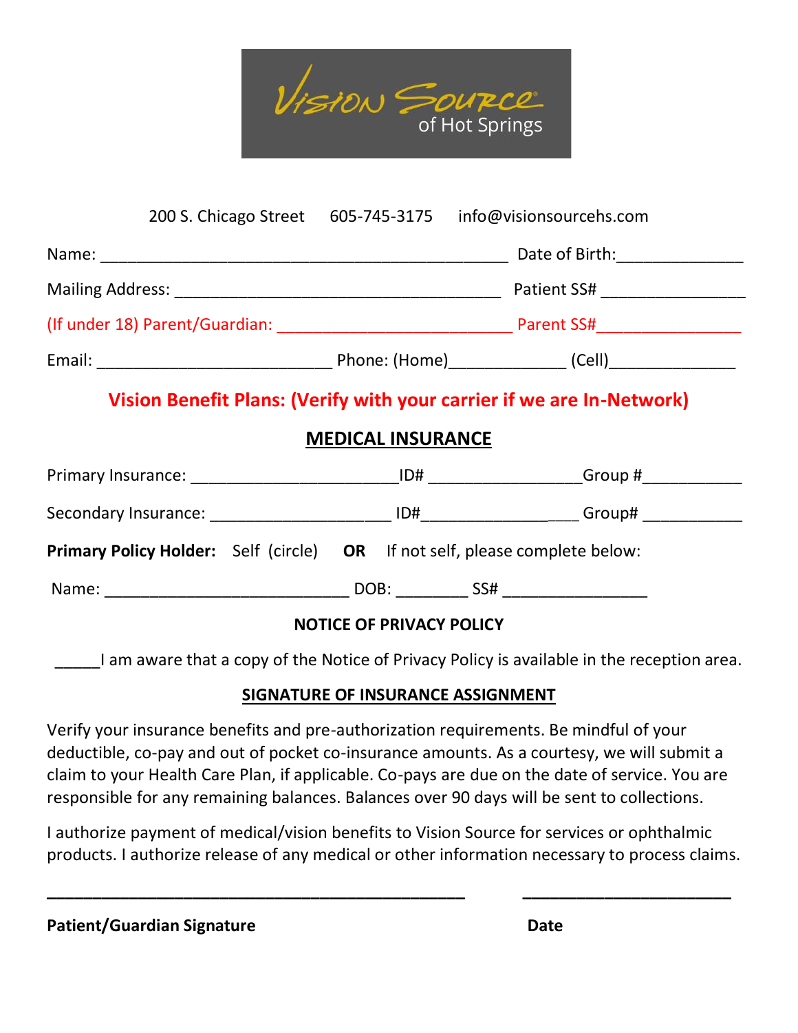# Vision Source of Hot Springs

200 S. Chicago Street 605-745-3175 info@visionsourcehs.com

Name: ____________________________________________ Date of Birth:_____________

Mailing Address: ____________________________________ Patient SS# _______________

(If under 18) Parent/Guardian: __________________________ Parent SS#_______________

Email: __________________________ Phone: (Home)_____________ (Cell)______________

**Vision Benefit Plans: (Verify with your carrier if we are In-Network)**

## MEDICAL INSURANCE

Primary Insurance: ______________________ID# ________________Group #___________

Secondary Insurance: ____________________ ID#_________________ Group# ___________

**Primary Policy Holder:** Self (circle) **OR** If not self, please complete below:

Name: ___________________________ DOB: ________ SS# ________________

**NOTICE OF PRIVACY POLICY**

_____I am aware that a copy of the Notice of Privacy Policy is available in the reception area.

## SIGNATURE OF INSURANCE ASSIGNMENT

Verify your insurance benefits and pre-authorization requirements. Be mindful of your deductible, co-pay and out of pocket co-insurance amounts. As a courtesy, we will submit a claim to your Health Care Plan, if applicable. Co-pays are due on the date of service. You are responsible for any remaining balances. Balances over 90 days will be sent to collections.

I authorize payment of medical/vision benefits to Vision Source for services or ophthalmic products. I authorize release of any medical or other information necessary to process claims.

_______________________________________________ _______________________

**Patient/Guardian Signature** **Date**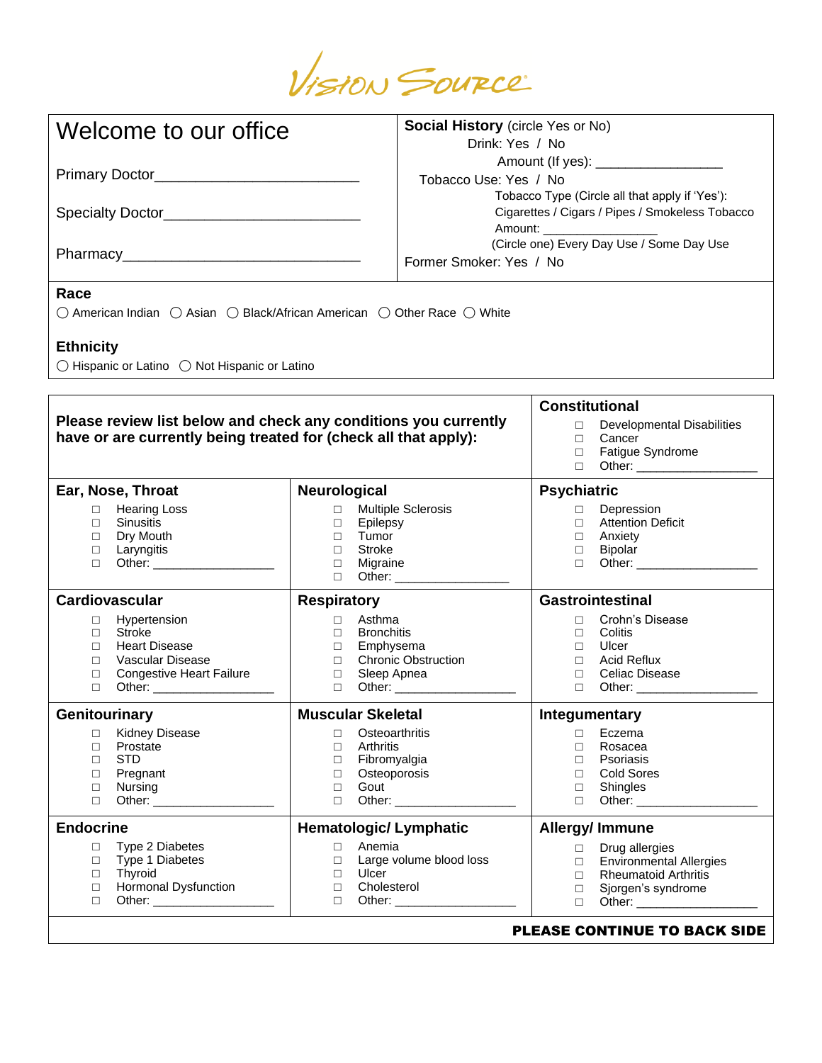Vision Source

# Welcome to our office

Primary Doctor______________________________

Specialty Doctor______________________________

Pharmacy______________________________

**Social History** (circle Yes or No)

Drink: Yes / No

Amount (If yes): ________________

Tobacco Use: Yes / No

Tobacco Type (Circle all that apply if 'Yes'):
Cigarettes / Cigars / Pipes / Smokeless Tobacco

Amount: ______________

(Circle one) Every Day Use / Some Day Use

Former Smoker: Yes / No

**Race**

◯ American Indian ◯ Asian ◯ Black/African American ◯ Other Race ◯ White

**Ethnicity**

◯ Hispanic or Latino ◯ Not Hispanic or Latino

**Please review list below and check any conditions you currently have or are currently being treated for (check all that apply):**

**Constitutional**
- ☐ Developmental Disabilities
- ☐ Cancer
- ☐ Fatigue Syndrome
- ☐ Other: ________________

**Ear, Nose, Throat**
- ☐ Hearing Loss
- ☐ Sinusitis
- ☐ Dry Mouth
- ☐ Laryngitis
- ☐ Other: ________________

**Neurological**
- ☐ Multiple Sclerosis
- ☐ Epilepsy
- ☐ Tumor
- ☐ Stroke
- ☐ Migraine
- ☐ Other: ________________

**Psychiatric**
- ☐ Depression
- ☐ Attention Deficit
- ☐ Anxiety
- ☐ Bipolar
- ☐ Other: ________________

**Cardiovascular**
- ☐ Hypertension
- ☐ Stroke
- ☐ Heart Disease
- ☐ Vascular Disease
- ☐ Congestive Heart Failure
- ☐ Other: ________________

**Respiratory**
- ☐ Asthma
- ☐ Bronchitis
- ☐ Emphysema
- ☐ Chronic Obstruction
- ☐ Sleep Apnea
- ☐ Other: ________________

**Gastrointestinal**
- ☐ Crohn's Disease
- ☐ Colitis
- ☐ Ulcer
- ☐ Acid Reflux
- ☐ Celiac Disease
- ☐ Other: ________________

**Genitourinary**
- ☐ Kidney Disease
- ☐ Prostate
- ☐ STD
- ☐ Pregnant
- ☐ Nursing
- ☐ Other: ________________

**Muscular Skeletal**
- ☐ Osteoarthritis
- ☐ Arthritis
- ☐ Fibromyalgia
- ☐ Osteoporosis
- ☐ Gout
- ☐ Other: ________________

**Integumentary**
- ☐ Eczema
- ☐ Rosacea
- ☐ Psoriasis
- ☐ Cold Sores
- ☐ Shingles
- ☐ Other: ________________

**Endocrine**
- ☐ Type 2 Diabetes
- ☐ Type 1 Diabetes
- ☐ Thyroid
- ☐ Hormonal Dysfunction
- ☐ Other: ________________

**Hematologic/ Lymphatic**
- ☐ Anemia
- ☐ Large volume blood loss
- ☐ Ulcer
- ☐ Cholesterol
- ☐ Other: ________________

**Allergy/ Immune**
- ☐ Drug allergies
- ☐ Environmental Allergies
- ☐ Rheumatoid Arthritis
- ☐ Sjorgen's syndrome
- ☐ Other: ________________

**PLEASE CONTINUE TO BACK SIDE**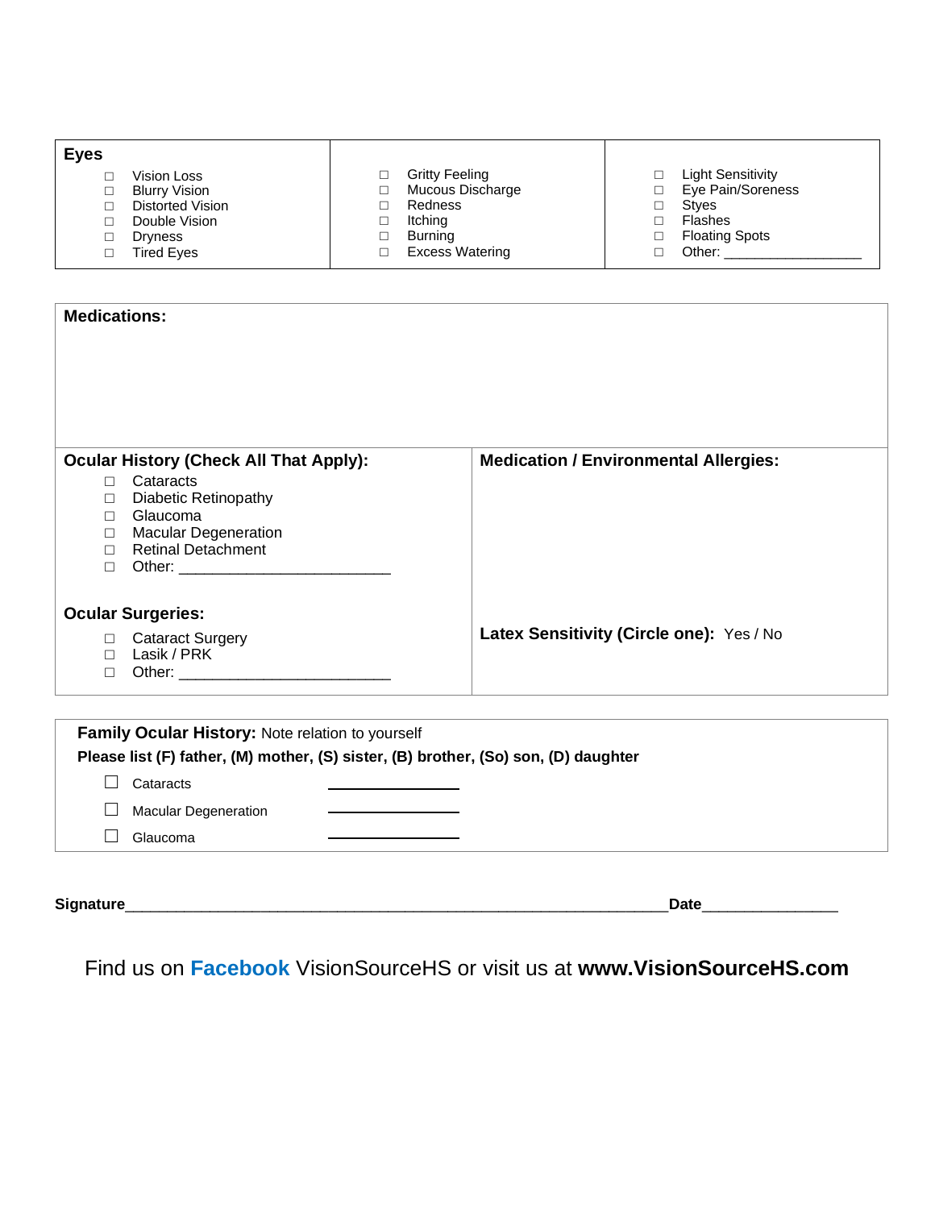## Eyes

- ☐ Vision Loss
- ☐ Blurry Vision
- ☐ Distorted Vision
- ☐ Double Vision
- ☐ Dryness
- ☐ Tired Eyes
- ☐ Gritty Feeling
- ☐ Mucous Discharge
- ☐ Redness
- ☐ Itching
- ☐ Burning
- ☐ Excess Watering
- ☐ Light Sensitivity
- ☐ Eye Pain/Soreness
- ☐ Styes
- ☐ Flashes
- ☐ Floating Spots
- ☐ Other: _________________

**Medications:**

**Ocular History (Check All That Apply):**

- ☐ Cataracts
- ☐ Diabetic Retinopathy
- ☐ Glaucoma
- ☐ Macular Degeneration
- ☐ Retinal Detachment
- ☐ Other: ________________________

**Ocular Surgeries:**

- ☐ Cataract Surgery
- ☐ Lasik / PRK
- ☐ Other: ________________________

**Medication / Environmental Allergies:**

**Latex Sensitivity (Circle one):** Yes / No

**Family Ocular History:** Note relation to yourself

**Please list (F) father, (M) mother, (S) sister, (B) brother, (So) son, (D) daughter**

- ☐ Cataracts _______________
- ☐ Macular Degeneration _______________
- ☐ Glaucoma _______________

**Signature**_____________________________________________________________**Date**_______________

Find us on **Facebook** VisionSourceHS or visit us at **www.VisionSourceHS.com**